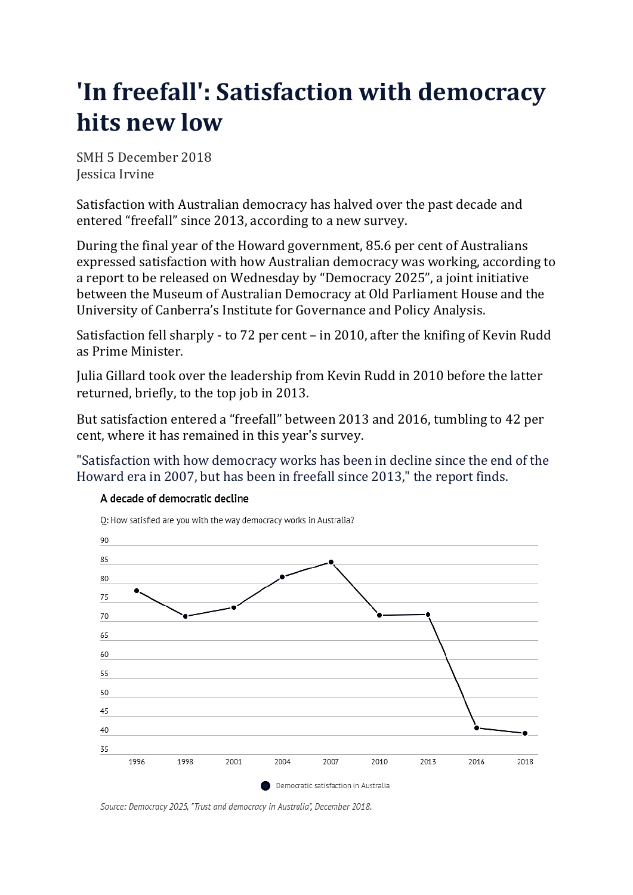# 'In freefall': Satisfaction with democracy hits new low

SMH 5 December 2018
Jessica Irvine

Satisfaction with Australian democracy has halved over the past decade and entered "freefall" since 2013, according to a new survey.

During the final year of the Howard government, 85.6 per cent of Australians expressed satisfaction with how Australian democracy was working, according to a report to be released on Wednesday by "Democracy 2025", a joint initiative between the Museum of Australian Democracy at Old Parliament House and the University of Canberra's Institute for Governance and Policy Analysis.

Satisfaction fell sharply - to 72 per cent – in 2010, after the knifing of Kevin Rudd as Prime Minister.

Julia Gillard took over the leadership from Kevin Rudd in 2010 before the latter returned, briefly, to the top job in 2013.

But satisfaction entered a "freefall" between 2013 and 2016, tumbling to 42 per cent, where it has remained in this year's survey.

"Satisfaction with how democracy works has been in decline since the end of the Howard era in 2007, but has been in freefall since 2013," the report finds.

A decade of democratic decline

Q: How satisfied are you with the way democracy works in Australia?

Democratic satisfaction in Australia

*Source: Democracy 2025, "Trust and democracy in Australia", December 2018.*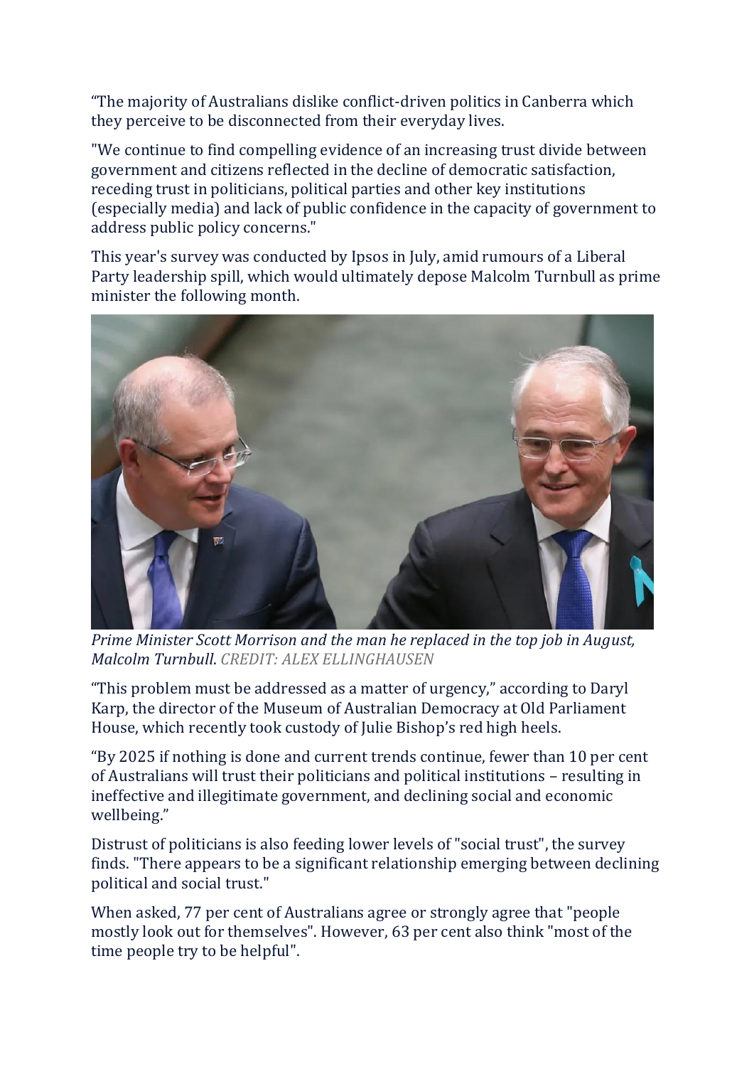"The majority of Australians dislike conflict-driven politics in Canberra which they perceive to be disconnected from their everyday lives.

"We continue to find compelling evidence of an increasing trust divide between government and citizens reflected in the decline of democratic satisfaction, receding trust in politicians, political parties and other key institutions (especially media) and lack of public confidence in the capacity of government to address public policy concerns."

This year's survey was conducted by Ipsos in July, amid rumours of a Liberal Party leadership spill, which would ultimately depose Malcolm Turnbull as prime minister the following month.

*Prime Minister Scott Morrison and the man he replaced in the top job in August, Malcolm Turnbull*. *CREDIT: ALEX ELLINGHAUSEN*

"This problem must be addressed as a matter of urgency," according to Daryl Karp, the director of the Museum of Australian Democracy at Old Parliament House, which recently took custody of Julie Bishop's red high heels.

"By 2025 if nothing is done and current trends continue, fewer than 10 per cent of Australians will trust their politicians and political institutions – resulting in ineffective and illegitimate government, and declining social and economic wellbeing."

Distrust of politicians is also feeding lower levels of "social trust", the survey finds. "There appears to be a significant relationship emerging between declining political and social trust."

When asked, 77 per cent of Australians agree or strongly agree that "people mostly look out for themselves". However, 63 per cent also think "most of the time people try to be helpful".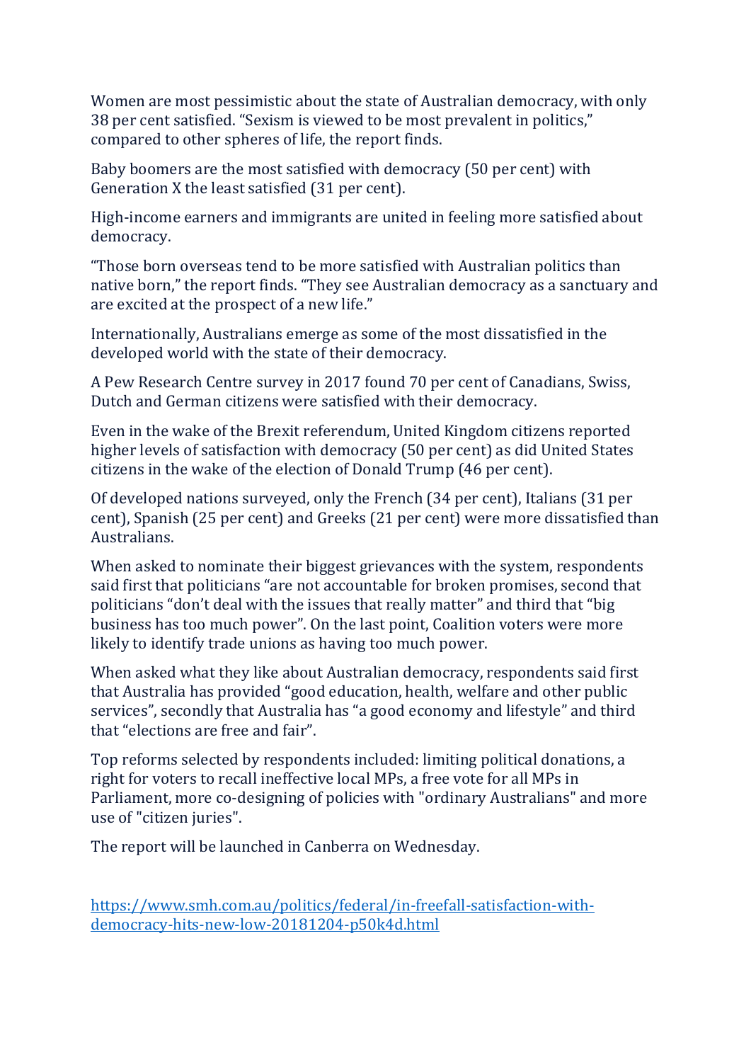Women are most pessimistic about the state of Australian democracy, with only 38 per cent satisfied. “Sexism is viewed to be most prevalent in politics,” compared to other spheres of life, the report finds.

Baby boomers are the most satisfied with democracy (50 per cent) with Generation X the least satisfied (31 per cent).

High-income earners and immigrants are united in feeling more satisfied about democracy.

“Those born overseas tend to be more satisfied with Australian politics than native born,” the report finds. “They see Australian democracy as a sanctuary and are excited at the prospect of a new life.”

Internationally, Australians emerge as some of the most dissatisfied in the developed world with the state of their democracy.

A Pew Research Centre survey in 2017 found 70 per cent of Canadians, Swiss, Dutch and German citizens were satisfied with their democracy.

Even in the wake of the Brexit referendum, United Kingdom citizens reported higher levels of satisfaction with democracy (50 per cent) as did United States citizens in the wake of the election of Donald Trump (46 per cent).

Of developed nations surveyed, only the French (34 per cent), Italians (31 per cent), Spanish (25 per cent) and Greeks (21 per cent) were more dissatisfied than Australians.

When asked to nominate their biggest grievances with the system, respondents said first that politicians “are not accountable for broken promises, second that politicians “don’t deal with the issues that really matter” and third that “big business has too much power”. On the last point, Coalition voters were more likely to identify trade unions as having too much power.

When asked what they like about Australian democracy, respondents said first that Australia has provided “good education, health, welfare and other public services”, secondly that Australia has “a good economy and lifestyle” and third that “elections are free and fair”.

Top reforms selected by respondents included: limiting political donations, a right for voters to recall ineffective local MPs, a free vote for all MPs in Parliament, more co-designing of policies with "ordinary Australians" and more use of "citizen juries".

The report will be launched in Canberra on Wednesday.

https://www.smh.com.au/politics/federal/in-freefall-satisfaction-with-democracy-hits-new-low-20181204-p50k4d.html